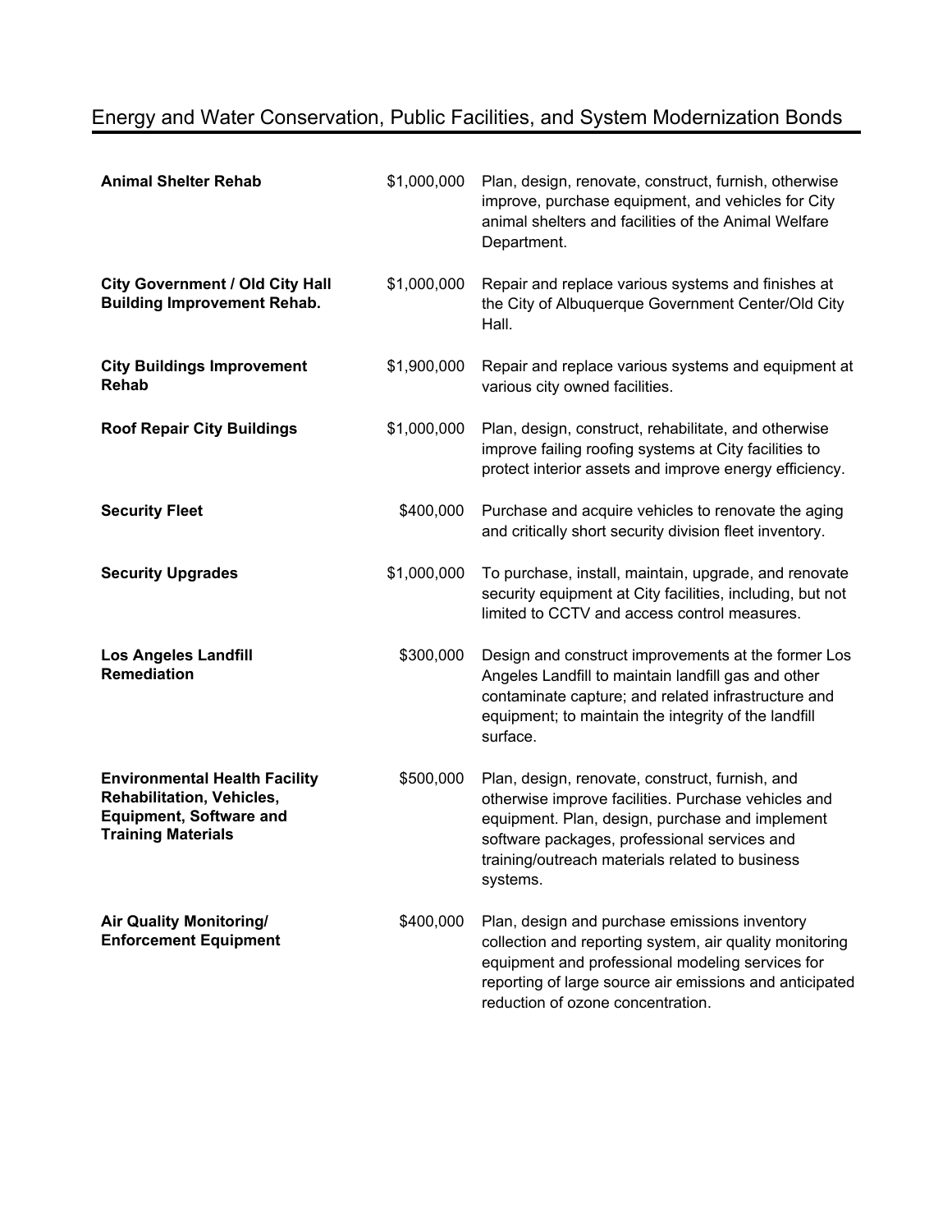# Energy and Water Conservation, Public Facilities, and System Modernization Bonds

| | | |
|---|---|---|
| **Animal Shelter Rehab** | $1,000,000 | Plan, design, renovate, construct, furnish, otherwise improve, purchase equipment, and vehicles for City animal shelters and facilities of the Animal Welfare Department. |
| **City Government / Old City Hall Building Improvement Rehab.** | $1,000,000 | Repair and replace various systems and finishes at the City of Albuquerque Government Center/Old City Hall. |
| **City Buildings Improvement Rehab** | $1,900,000 | Repair and replace various systems and equipment at various city owned facilities. |
| **Roof Repair City Buildings** | $1,000,000 | Plan, design, construct, rehabilitate, and otherwise improve failing roofing systems at City facilities to protect interior assets and improve energy efficiency. |
| **Security Fleet** | $400,000 | Purchase and acquire vehicles to renovate the aging and critically short security division fleet inventory. |
| **Security Upgrades** | $1,000,000 | To purchase, install, maintain, upgrade, and renovate security equipment at City facilities, including, but not limited to CCTV and access control measures. |
| **Los Angeles Landfill Remediation** | $300,000 | Design and construct improvements at the former Los Angeles Landfill to maintain landfill gas and other contaminate capture; and related infrastructure and equipment; to maintain the integrity of the landfill surface. |
| **Environmental Health Facility Rehabilitation, Vehicles, Equipment, Software and Training Materials** | $500,000 | Plan, design, renovate, construct, furnish, and otherwise improve facilities. Purchase vehicles and equipment. Plan, design, purchase and implement software packages, professional services and training/outreach materials related to business systems. |
| **Air Quality Monitoring/ Enforcement Equipment** | $400,000 | Plan, design and purchase emissions inventory collection and reporting system, air quality monitoring equipment and professional modeling services for reporting of large source air emissions and anticipated reduction of ozone concentration. |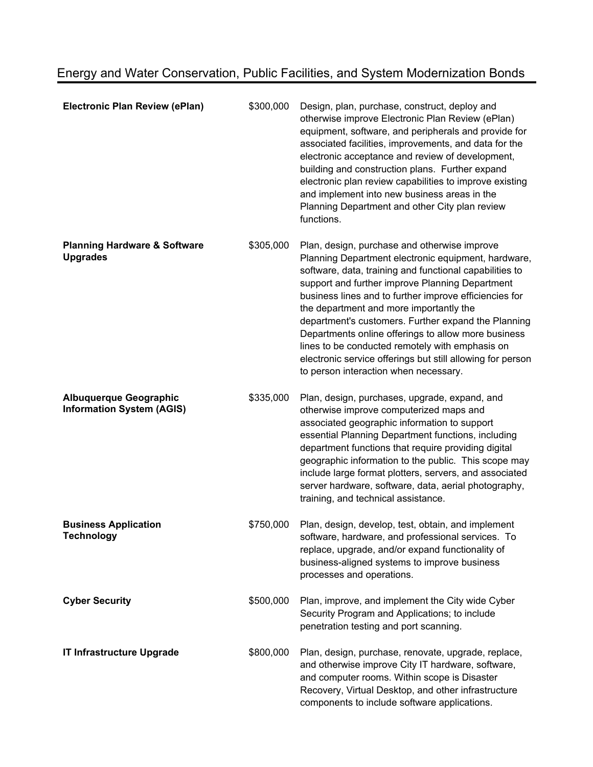## Energy and Water Conservation, Public Facilities, and System Modernization Bonds

| Project | Amount | Description |
| --- | --- | --- |
| **Electronic Plan Review (ePlan)** | $300,000 | Design, plan, purchase, construct, deploy and otherwise improve Electronic Plan Review (ePlan) equipment, software, and peripherals and provide for associated facilities, improvements, and data for the electronic acceptance and review of development, building and construction plans. Further expand electronic plan review capabilities to improve existing and implement into new business areas in the Planning Department and other City plan review functions. |
| **Planning Hardware & Software Upgrades** | $305,000 | Plan, design, purchase and otherwise improve Planning Department electronic equipment, hardware, software, data, training and functional capabilities to support and further improve Planning Department business lines and to further improve efficiencies for the department and more importantly the department's customers. Further expand the Planning Departments online offerings to allow more business lines to be conducted remotely with emphasis on electronic service offerings but still allowing for person to person interaction when necessary. |
| **Albuquerque Geographic Information System (AGIS)** | $335,000 | Plan, design, purchases, upgrade, expand, and otherwise improve computerized maps and associated geographic information to support essential Planning Department functions, including department functions that require providing digital geographic information to the public. This scope may include large format plotters, servers, and associated server hardware, software, data, aerial photography, training, and technical assistance. |
| **Business Application Technology** | $750,000 | Plan, design, develop, test, obtain, and implement software, hardware, and professional services. To replace, upgrade, and/or expand functionality of business-aligned systems to improve business processes and operations. |
| **Cyber Security** | $500,000 | Plan, improve, and implement the City wide Cyber Security Program and Applications; to include penetration testing and port scanning. |
| **IT Infrastructure Upgrade** | $800,000 | Plan, design, purchase, renovate, upgrade, replace, and otherwise improve City IT hardware, software, and computer rooms. Within scope is Disaster Recovery, Virtual Desktop, and other infrastructure components to include software applications. |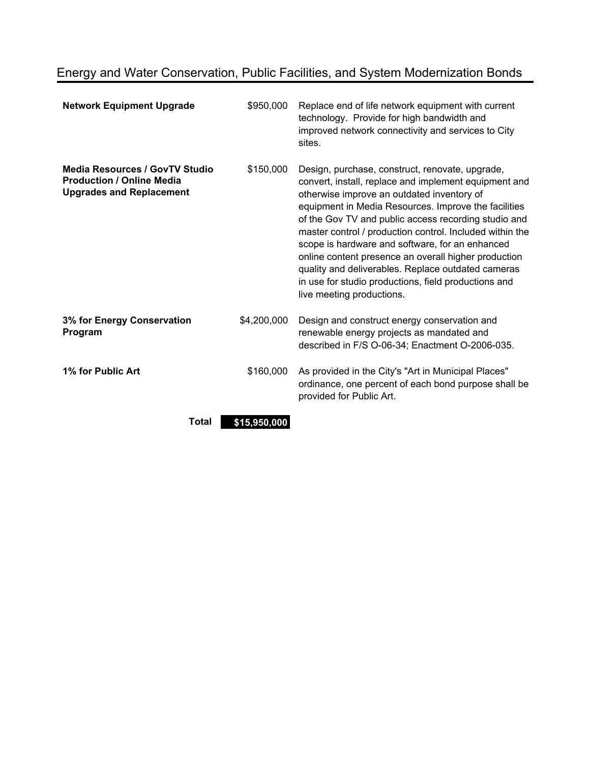## Energy and Water Conservation, Public Facilities, and System Modernization Bonds

| | | |
|---|---|---|
| **Network Equipment Upgrade** | $950,000 | Replace end of life network equipment with current technology. Provide for high bandwidth and improved network connectivity and services to City sites. |
| **Media Resources / GovTV Studio Production / Online Media Upgrades and Replacement** | $150,000 | Design, purchase, construct, renovate, upgrade, convert, install, replace and implement equipment and otherwise improve an outdated inventory of equipment in Media Resources. Improve the facilities of the Gov TV and public access recording studio and master control / production control. Included within the scope is hardware and software, for an enhanced online content presence an overall higher production quality and deliverables. Replace outdated cameras in use for studio productions, field productions and live meeting productions. |
| **3% for Energy Conservation Program** | $4,200,000 | Design and construct energy conservation and renewable energy projects as mandated and described in F/S O-06-34; Enactment O-2006-035. |
| **1% for Public Art** | $160,000 | As provided in the City's "Art in Municipal Places" ordinance, one percent of each bond purpose shall be provided for Public Art. |
| **Total** | **$15,950,000** | |